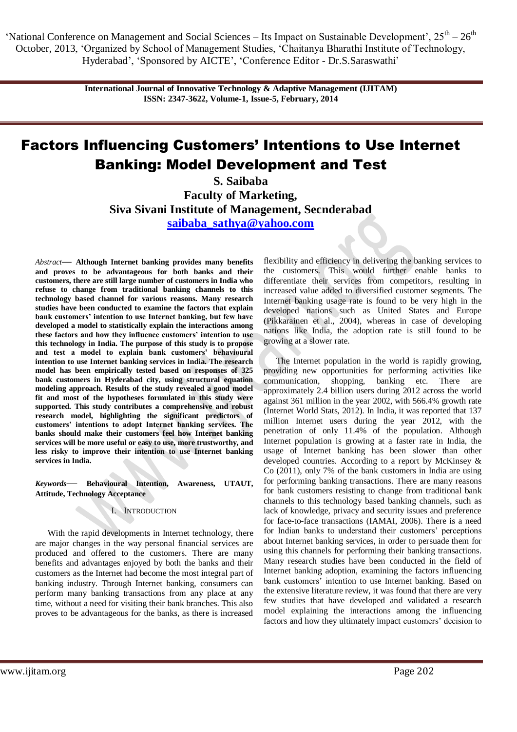'National Conference on Management and Social Sciences – Its Impact on Sustainable Development', 25th – 26th October, 2013, 'Organized by School of Management Studies, 'Chaitanya Bharathi Institute of Technology, Hyderabad', 'Sponsored by AICTE', 'Conference Editor - Dr.S.Saraswathi'

# Factors Influencing Customers' Intentions to Use Internet Banking: Model Development and Test

**S. Saibaba**
**Faculty of Marketing,**
**Siva Sivani Institute of Management, Secnderabad**
**saibaba_sathya@yahoo.com**

*Abstract*— **Although Internet banking provides many benefits and proves to be advantageous for both banks and their customers, there are still large number of customers in India who refuse to change from traditional banking channels to this technology based channel for various reasons. Many research studies have been conducted to examine the factors that explain bank customers' intention to use Internet banking, but few have developed a model to statistically explain the interactions among these factors and how they influence customers' intention to use this technology in India. The purpose of this study is to propose and test a model to explain bank customers' behavioural intention to use Internet banking services in India. The research model has been empirically tested based on responses of 325 bank customers in Hyderabad city, using structural equation modeling approach. Results of the study revealed a good model fit and most of the hypotheses formulated in this study were supported. This study contributes a comprehensive and robust research model, highlighting the significant predictors of customers' intentions to adopt Internet banking services. The banks should make their customers feel how Internet banking services will be more useful or easy to use, more trustworthy, and less risky to improve their intention to use Internet banking services in India.**

***Keywords***— **Behavioural Intention, Awareness, UTAUT, Attitude, Technology Acceptance**

## I. Introduction

With the rapid developments in Internet technology, there are major changes in the way personal financial services are produced and offered to the customers. There are many benefits and advantages enjoyed by both the banks and their customers as the Internet had become the most integral part of banking industry. Through Internet banking, consumers can perform many banking transactions from any place at any time, without a need for visiting their bank branches. This also proves to be advantageous for the banks, as there is increased flexibility and efficiency in delivering the banking services to the customers. This would further enable banks to differentiate their services from competitors, resulting in increased value added to diversified customer segments. The Internet banking usage rate is found to be very high in the developed nations such as United States and Europe (Pikkarainen et al., 2004), whereas in case of developing nations like India, the adoption rate is still found to be growing at a slower rate.

The Internet population in the world is rapidly growing, providing new opportunities for performing activities like communication, shopping, banking etc. There are approximately 2.4 billion users during 2012 across the world against 361 million in the year 2002, with 566.4% growth rate (Internet World Stats, 2012). In India, it was reported that 137 million Internet users during the year 2012, with the penetration of only 11.4% of the population. Although Internet population is growing at a faster rate in India, the usage of Internet banking has been slower than other developed countries. According to a report by McKinsey & Co (2011), only 7% of the bank customers in India are using for performing banking transactions. There are many reasons for bank customers resisting to change from traditional bank channels to this technology based banking channels, such as lack of knowledge, privacy and security issues and preference for face-to-face transactions (IAMAI, 2006). There is a need for Indian banks to understand their customers' perceptions about Internet banking services, in order to persuade them for using this channels for performing their banking transactions. Many research studies have been conducted in the field of Internet banking adoption, examining the factors influencing bank customers' intention to use Internet banking. Based on the extensive literature review, it was found that there are very few studies that have developed and validated a research model explaining the interactions among the influencing factors and how they ultimately impact customers' decision to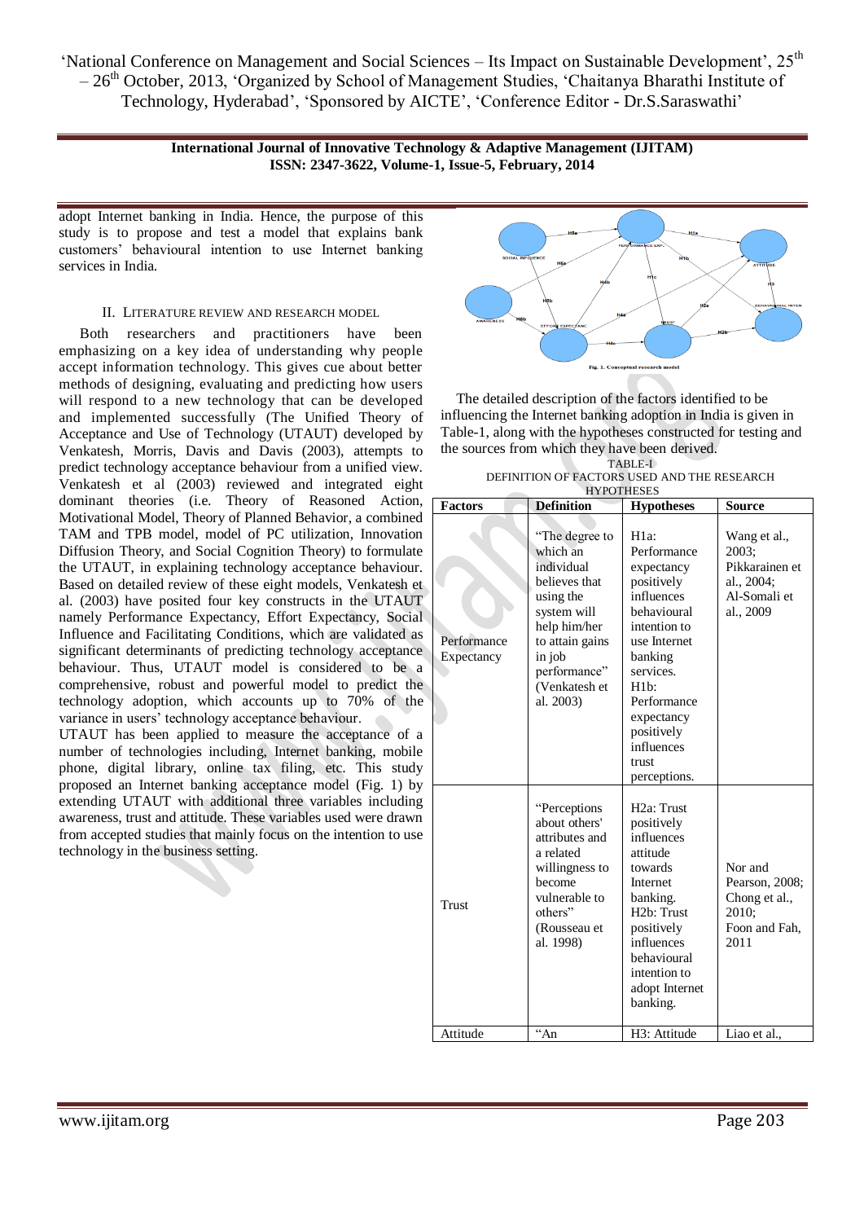adopt Internet banking in India. Hence, the purpose of this study is to propose and test a model that explains bank customers' behavioural intention to use Internet banking services in India.

## II. Literature Review and Research Model

Both researchers and practitioners have been emphasizing on a key idea of understanding why people accept information technology. This gives cue about better methods of designing, evaluating and predicting how users will respond to a new technology that can be developed and implemented successfully (The Unified Theory of Acceptance and Use of Technology (UTAUT) developed by Venkatesh, Morris, Davis and Davis (2003), attempts to predict technology acceptance behaviour from a unified view. Venkatesh et al (2003) reviewed and integrated eight dominant theories (i.e. Theory of Reasoned Action, Motivational Model, Theory of Planned Behavior, a combined TAM and TPB model, model of PC utilization, Innovation Diffusion Theory, and Social Cognition Theory) to formulate the UTAUT, in explaining technology acceptance behaviour. Based on detailed review of these eight models, Venkatesh et al. (2003) have posited four key constructs in the UTAUT namely Performance Expectancy, Effort Expectancy, Social Influence and Facilitating Conditions, which are validated as significant determinants of predicting technology acceptance behaviour. Thus, UTAUT model is considered to be a comprehensive, robust and powerful model to predict the technology adoption, which accounts up to 70% of the variance in users' technology acceptance behaviour.

UTAUT has been applied to measure the acceptance of a number of technologies including, Internet banking, mobile phone, digital library, online tax filing, etc. This study proposed an Internet banking acceptance model (Fig. 1) by extending UTAUT with additional three variables including awareness, trust and attitude. These variables used were drawn from accepted studies that mainly focus on the intention to use technology in the business setting.

Fig. 1. Conceptual research model

The detailed description of the factors identified to be influencing the Internet banking adoption in India is given in Table-1, along with the hypotheses constructed for testing and the sources from which they have been derived.

TABLE-I
DEFINITION OF FACTORS USED AND THE RESEARCH HYPOTHESES

| Factors | Definition | Hypotheses | Source |
|---|---|---|---|
| Performance Expectancy | "The degree to which an individual believes that using the system will help him/her to attain gains in job performance" (Venkatesh et al. 2003) | H1a: Performance expectancy positively influences behavioural intention to use Internet banking services. H1b: Performance expectancy positively influences trust perceptions. | Wang et al., 2003; Pikkarainen et al., 2004; Al-Somali et al., 2009 |
| Trust | "Perceptions about others' attributes and a related willingness to become vulnerable to others" (Rousseau et al. 1998) | H2a: Trust positively influences attitude towards Internet banking. H2b: Trust positively influences behavioural intention to adopt Internet banking. | Nor and Pearson, 2008; Chong et al., 2010; Foon and Fah, 2011 |
| Attitude | "An | H3: Attitude | Liao et al., |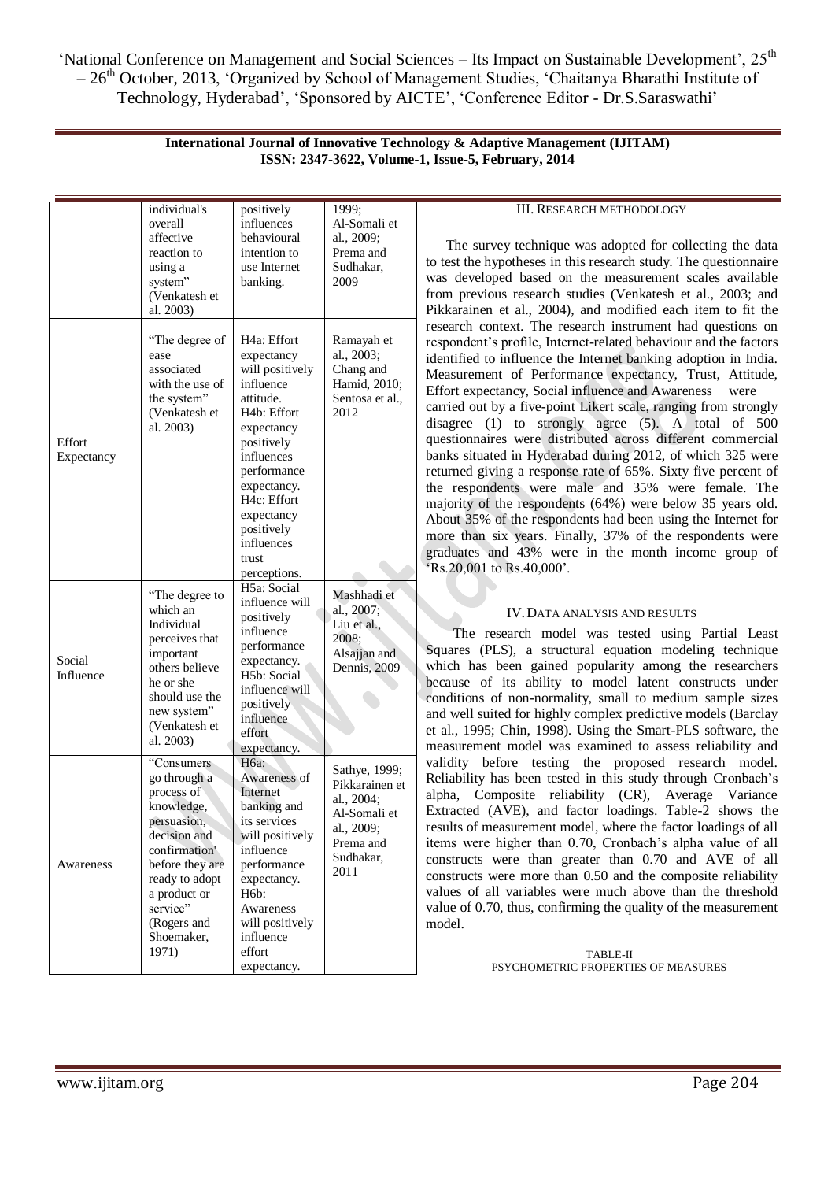| | individual's overall affective reaction to using a system" (Venkatesh et al. 2003) | positively influences behavioural intention to use Internet banking. | 1999; Al-Somali et al., 2009; Prema and Sudhakar, 2009 |
|---|---|---|---|
| Effort Expectancy | "The degree of ease associated with the use of the system" (Venkatesh et al. 2003) | H4a: Effort expectancy will positively influence attitude. H4b: Effort expectancy positively influences performance expectancy. H4c: Effort expectancy positively influences trust perceptions. | Ramayah et al., 2003; Chang and Hamid, 2010; Sentosa et al., 2012 |
| Social Influence | "The degree to which an Individual perceives that important others believe he or she should use the new system" (Venkatesh et al. 2003) | H5a: Social influence will positively influence performance expectancy. H5b: Social influence will positively influence effort expectancy. | Mashhadi et al., 2007; Liu et al., 2008; Alsajjan and Dennis, 2009 |
| Awareness | "Consumers go through a process of knowledge, persuasion, decision and confirmation' before they are ready to adopt a product or service" (Rogers and Shoemaker, 1971) | H6a: Awareness of Internet banking and its services will positively influence performance expectancy. H6b: Awareness will positively influence effort expectancy. | Sathye, 1999; Pikkarainen et al., 2004; Al-Somali et al., 2009; Prema and Sudhakar, 2011 |

## III. Research Methodology

The survey technique was adopted for collecting the data to test the hypotheses in this research study. The questionnaire was developed based on the measurement scales available from previous research studies (Venkatesh et al., 2003; and Pikkarainen et al., 2004), and modified each item to fit the research context. The research instrument had questions on respondent's profile, Internet-related behaviour and the factors identified to influence the Internet banking adoption in India. Measurement of Performance expectancy, Trust, Attitude, Effort expectancy, Social influence and Awareness were carried out by a five-point Likert scale, ranging from strongly disagree (1) to strongly agree (5). A total of 500 questionnaires were distributed across different commercial banks situated in Hyderabad during 2012, of which 325 were returned giving a response rate of 65%. Sixty five percent of the respondents were male and 35% were female. The majority of the respondents (64%) were below 35 years old. About 35% of the respondents had been using the Internet for more than six years. Finally, 37% of the respondents were graduates and 43% were in the month income group of 'Rs.20,001 to Rs.40,000'.

## IV. Data Analysis and Results

The research model was tested using Partial Least Squares (PLS), a structural equation modeling technique which has been gained popularity among the researchers because of its ability to model latent constructs under conditions of non-normality, small to medium sample sizes and well suited for highly complex predictive models (Barclay et al., 1995; Chin, 1998). Using the Smart-PLS software, the measurement model was examined to assess reliability and validity before testing the proposed research model. Reliability has been tested in this study through Cronbach's alpha, Composite reliability (CR), Average Variance Extracted (AVE), and factor loadings. Table-2 shows the results of measurement model, where the factor loadings of all items were higher than 0.70, Cronbach's alpha value of all constructs were than greater than 0.70 and AVE of all constructs were more than 0.50 and the composite reliability values of all variables were much above than the threshold value of 0.70, thus, confirming the quality of the measurement model.

TABLE-II
PSYCHOMETRIC PROPERTIES OF MEASURES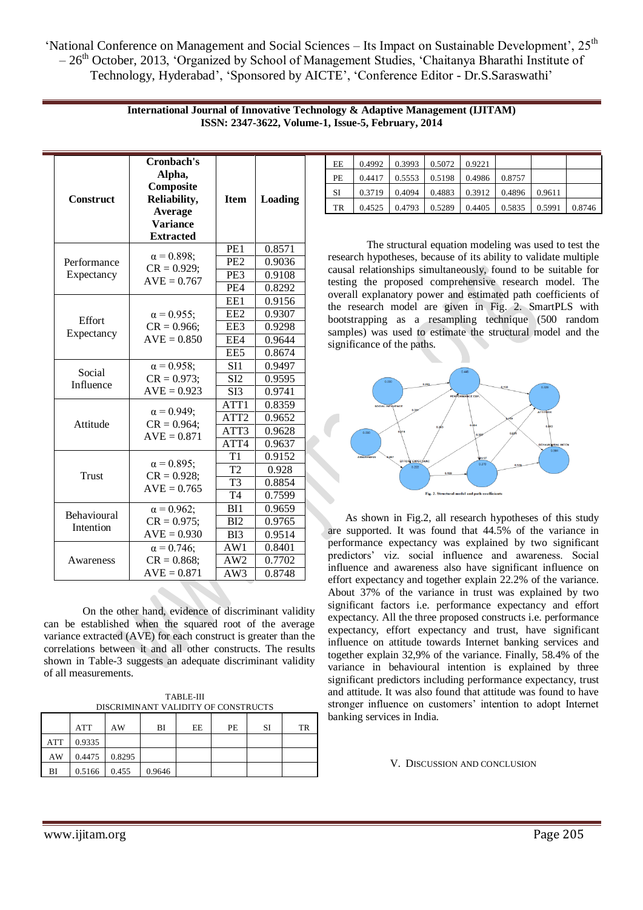| Construct | Cronbach's Alpha, Composite Reliability, Average Variance Extracted | Item | Loading |
|---|---|---|---|
| Performance Expectancy | α = 0.898; CR = 0.929; AVE = 0.767 | PE1 | 0.8571 |
| | | PE2 | 0.9036 |
| | | PE3 | 0.9108 |
| | | PE4 | 0.8292 |
| Effort Expectancy | α = 0.955; CR = 0.966; AVE = 0.850 | EE1 | 0.9156 |
| | | EE2 | 0.9307 |
| | | EE3 | 0.9298 |
| | | EE4 | 0.9644 |
| | | EE5 | 0.8674 |
| Social Influence | α = 0.958; CR = 0.973; AVE = 0.923 | SI1 | 0.9497 |
| | | SI2 | 0.9595 |
| | | SI3 | 0.9741 |
| Attitude | α = 0.949; CR = 0.964; AVE = 0.871 | ATT1 | 0.8359 |
| | | ATT2 | 0.9652 |
| | | ATT3 | 0.9628 |
| | | ATT4 | 0.9637 |
| Trust | α = 0.895; CR = 0.928; AVE = 0.765 | T1 | 0.9152 |
| | | T2 | 0.928 |
| | | T3 | 0.8854 |
| | | T4 | 0.7599 |
| Behavioural Intention | α = 0.962; CR = 0.975; AVE = 0.930 | BI1 | 0.9659 |
| | | BI2 | 0.9765 |
| | | BI3 | 0.9514 |
| Awareness | α = 0.746; CR = 0.868; AVE = 0.871 | AW1 | 0.8401 |
| | | AW2 | 0.7702 |
| | | AW3 | 0.8748 |

On the other hand, evidence of discriminant validity can be established when the squared root of the average variance extracted (AVE) for each construct is greater than the correlations between it and all other constructs. The results shown in Table-3 suggests an adequate discriminant validity of all measurements.

TABLE-III
DISCRIMINANT VALIDITY OF CONSTRUCTS

| | ATT | AW | BI | EE | PE | SI | TR |
|---|---|---|---|---|---|---|---|
| ATT | 0.9335 | | | | | | |
| AW | 0.4475 | 0.8295 | | | | | |
| BI | 0.5166 | 0.455 | 0.9646 | | | | |
| EE | 0.4992 | 0.3993 | 0.5072 | 0.9221 | | | |
| PE | 0.4417 | 0.5553 | 0.5198 | 0.4986 | 0.8757 | | |
| SI | 0.3719 | 0.4094 | 0.4883 | 0.3912 | 0.4896 | 0.9611 | |
| TR | 0.4525 | 0.4793 | 0.5289 | 0.4405 | 0.5835 | 0.5991 | 0.8746 |

The structural equation modeling was used to test the research hypotheses, because of its ability to validate multiple causal relationships simultaneously, found to be suitable for testing the proposed comprehensive research model. The overall explanatory power and estimated path coefficients of the research model are given in Fig. 2. SmartPLS with bootstrapping as a resampling technique (500 random samples) was used to estimate the structural model and the significance of the paths.

Fig. 2. Structural model and path coefficients

As shown in Fig.2, all research hypotheses of this study are supported. It was found that 44.5% of the variance in performance expectancy was explained by two significant predictors' viz. social influence and awareness. Social influence and awareness also have significant influence on effort expectancy and together explain 22.2% of the variance. About 37% of the variance in trust was explained by two significant factors i.e. performance expectancy and effort expectancy. All the three proposed constructs i.e. performance expectancy, effort expectancy and trust, have significant influence on attitude towards Internet banking services and together explain 32,9% of the variance. Finally, 58.4% of the variance in behavioural intention is explained by three significant predictors including performance expectancy, trust and attitude. It was also found that attitude was found to have stronger influence on customers' intention to adopt Internet banking services in India.

## V. Discussion and Conclusion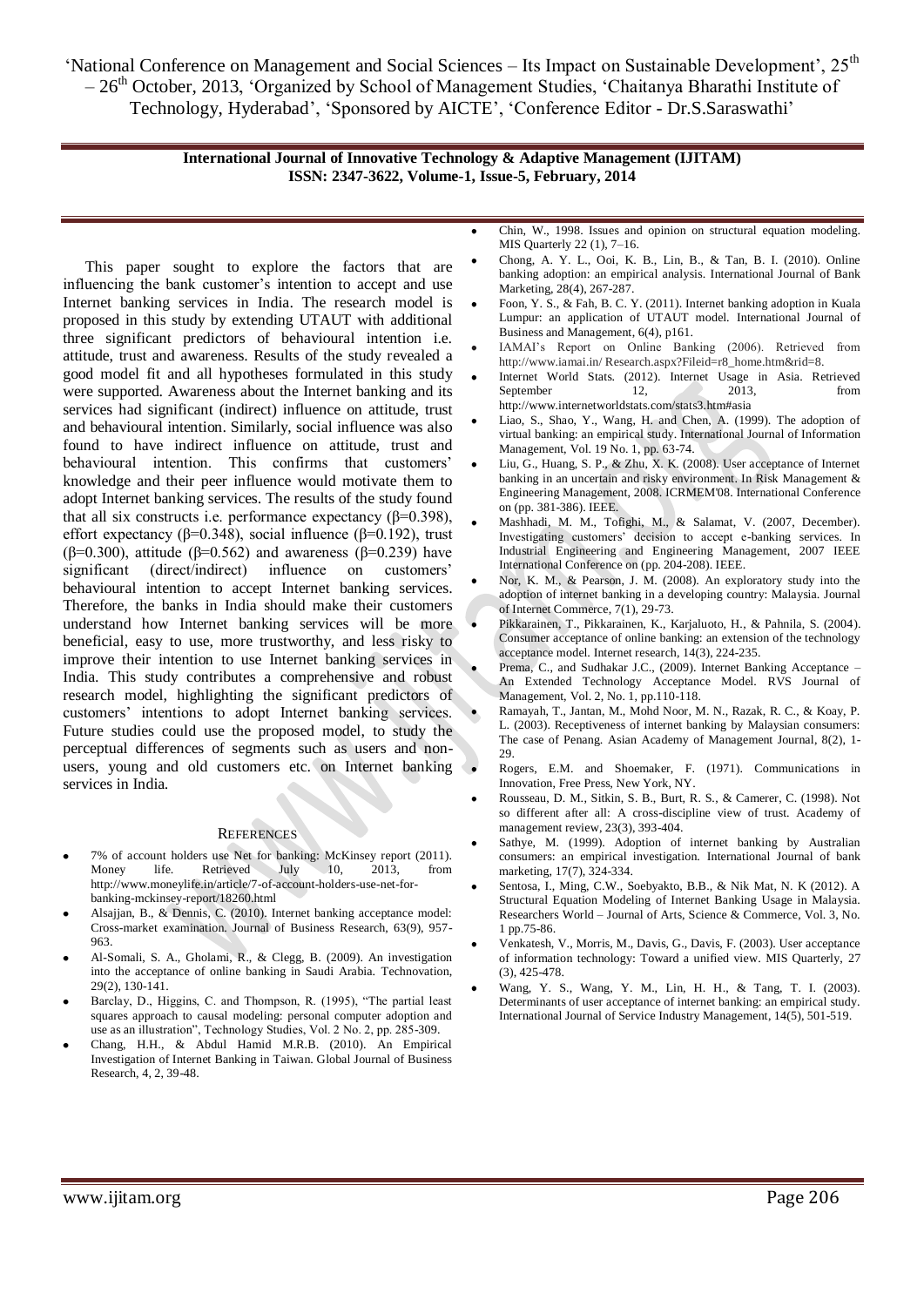This paper sought to explore the factors that are influencing the bank customer's intention to accept and use Internet banking services in India. The research model is proposed in this study by extending UTAUT with additional three significant predictors of behavioural intention i.e. attitude, trust and awareness. Results of the study revealed a good model fit and all hypotheses formulated in this study were supported. Awareness about the Internet banking and its services had significant (indirect) influence on attitude, trust and behavioural intention. Similarly, social influence was also found to have indirect influence on attitude, trust and behavioural intention. This confirms that customers' knowledge and their peer influence would motivate them to adopt Internet banking services. The results of the study found that all six constructs i.e. performance expectancy (β=0.398), effort expectancy (β=0.348), social influence (β=0.192), trust (β=0.300), attitude (β=0.562) and awareness (β=0.239) have significant (direct/indirect) influence on customers' behavioural intention to accept Internet banking services. Therefore, the banks in India should make their customers understand how Internet banking services will be more beneficial, easy to use, more trustworthy, and less risky to improve their intention to use Internet banking services in India. This study contributes a comprehensive and robust research model, highlighting the significant predictors of customers' intentions to adopt Internet banking services. Future studies could use the proposed model, to study the perceptual differences of segments such as users and non-users, young and old customers etc. on Internet banking services in India.

## REFERENCES

- 7% of account holders use Net for banking: McKinsey report (2011). Money life. Retrieved July 10, 2013, from http://www.moneylife.in/article/7-of-account-holders-use-net-for-banking-mckinsey-report/18260.html
- Alsajjan, B., & Dennis, C. (2010). Internet banking acceptance model: Cross-market examination. Journal of Business Research, 63(9), 957-963.
- Al-Somali, S. A., Gholami, R., & Clegg, B. (2009). An investigation into the acceptance of online banking in Saudi Arabia. Technovation, 29(2), 130-141.
- Barclay, D., Higgins, C. and Thompson, R. (1995), "The partial least squares approach to causal modeling: personal computer adoption and use as an illustration", Technology Studies, Vol. 2 No. 2, pp. 285-309.
- Chang, H.H., & Abdul Hamid M.R.B. (2010). An Empirical Investigation of Internet Banking in Taiwan. Global Journal of Business Research, 4, 2, 39-48.
- Chin, W., 1998. Issues and opinion on structural equation modeling. MIS Quarterly 22 (1), 7–16.
- Chong, A. Y. L., Ooi, K. B., Lin, B., & Tan, B. I. (2010). Online banking adoption: an empirical analysis. International Journal of Bank Marketing, 28(4), 267-287.
- Foon, Y. S., & Fah, B. C. Y. (2011). Internet banking adoption in Kuala Lumpur: an application of UTAUT model. International Journal of Business and Management, 6(4), p161.
- IAMAI's Report on Online Banking (2006). Retrieved from http://www.iamai.in/ Research.aspx?Fileid=r8_home.htm&rid=8.
- Internet World Stats. (2012). Internet Usage in Asia. Retrieved September 12, 2013, from http://www.internetworldstats.com/stats3.htm#asia
- Liao, S., Shao, Y., Wang, H. and Chen, A. (1999). The adoption of virtual banking: an empirical study. International Journal of Information Management, Vol. 19 No. 1, pp. 63-74.
- Liu, G., Huang, S. P., & Zhu, X. K. (2008). User acceptance of Internet banking in an uncertain and risky environment. In Risk Management & Engineering Management, 2008. ICRMEM'08. International Conference on (pp. 381-386). IEEE.
- Mashhadi, M. M., Tofighi, M., & Salamat, V. (2007, December). Investigating customers' decision to accept e-banking services. In Industrial Engineering and Engineering Management, 2007 IEEE International Conference on (pp. 204-208). IEEE.
- Nor, K. M., & Pearson, J. M. (2008). An exploratory study into the adoption of internet banking in a developing country: Malaysia. Journal of Internet Commerce, 7(1), 29-73.
- Pikkarainen, T., Pikkarainen, K., Karjaluoto, H., & Pahnila, S. (2004). Consumer acceptance of online banking: an extension of the technology acceptance model. Internet research, 14(3), 224-235.
- Prema, C., and Sudhakar J.C., (2009). Internet Banking Acceptance – An Extended Technology Acceptance Model. RVS Journal of Management, Vol. 2, No. 1, pp.110-118.
- Ramayah, T., Jantan, M., Mohd Noor, M. N., Razak, R. C., & Koay, P. L. (2003). Receptiveness of internet banking by Malaysian consumers: The case of Penang. Asian Academy of Management Journal, 8(2), 1-29.
- Rogers, E.M. and Shoemaker, F. (1971). Communications in Innovation, Free Press, New York, NY.
- Rousseau, D. M., Sitkin, S. B., Burt, R. S., & Camerer, C. (1998). Not so different after all: A cross-discipline view of trust. Academy of management review, 23(3), 393-404.
- Sathye, M. (1999). Adoption of internet banking by Australian consumers: an empirical investigation. International Journal of bank marketing, 17(7), 324-334.
- Sentosa, I., Ming, C.W., Soebyakto, B.B., & Nik Mat, N. K (2012). A Structural Equation Modeling of Internet Banking Usage in Malaysia. Researchers World – Journal of Arts, Science & Commerce, Vol. 3, No. 1 pp.75-86.
- Venkatesh, V., Morris, M., Davis, G., Davis, F. (2003). User acceptance of information technology: Toward a unified view. MIS Quarterly, 27 (3), 425-478.
- Wang, Y. S., Wang, Y. M., Lin, H. H., & Tang, T. I. (2003). Determinants of user acceptance of internet banking: an empirical study. International Journal of Service Industry Management, 14(5), 501-519.